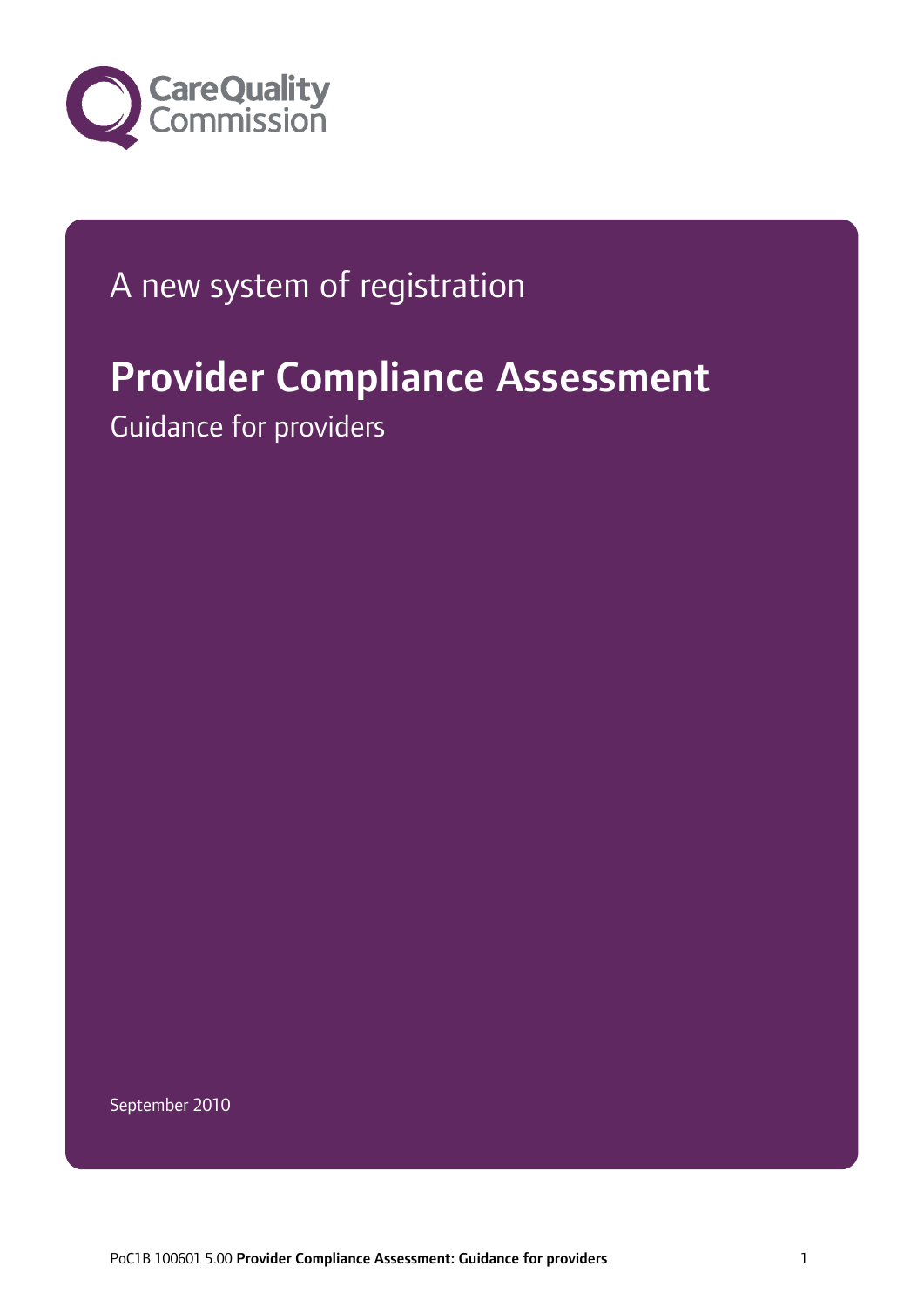Care Quality Commission

A new system of registration

# Provider Compliance Assessment

Guidance for providers

September 2010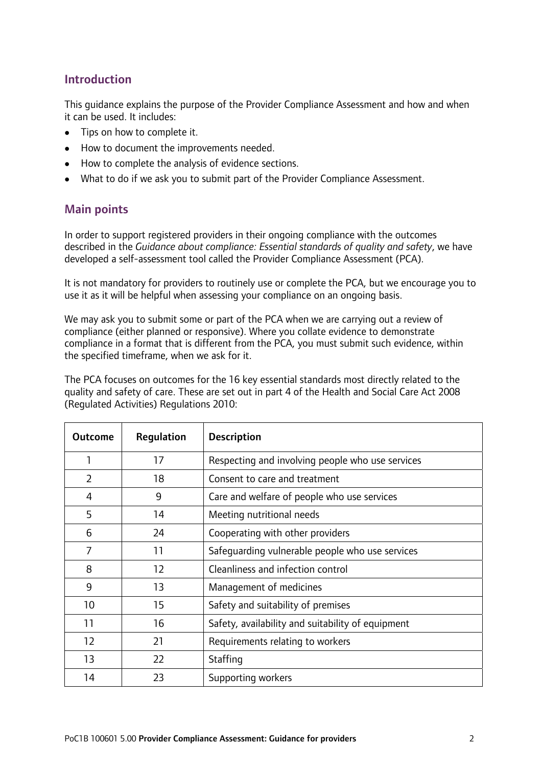## Introduction

This guidance explains the purpose of the Provider Compliance Assessment and how and when it can be used. It includes:

- Tips on how to complete it.
- How to document the improvements needed.
- How to complete the analysis of evidence sections.
- What to do if we ask you to submit part of the Provider Compliance Assessment.

## Main points

In order to support registered providers in their ongoing compliance with the outcomes described in the *Guidance about compliance: Essential standards of quality and safety*, we have developed a self-assessment tool called the Provider Compliance Assessment (PCA).

It is not mandatory for providers to routinely use or complete the PCA, but we encourage you to use it as it will be helpful when assessing your compliance on an ongoing basis.

We may ask you to submit some or part of the PCA when we are carrying out a review of compliance (either planned or responsive). Where you collate evidence to demonstrate compliance in a format that is different from the PCA, you must submit such evidence, within the specified timeframe, when we ask for it.

The PCA focuses on outcomes for the 16 key essential standards most directly related to the quality and safety of care. These are set out in part 4 of the Health and Social Care Act 2008 (Regulated Activities) Regulations 2010:

| Outcome | Regulation | Description |
|---|---|---|
| 1 | 17 | Respecting and involving people who use services |
| 2 | 18 | Consent to care and treatment |
| 4 | 9 | Care and welfare of people who use services |
| 5 | 14 | Meeting nutritional needs |
| 6 | 24 | Cooperating with other providers |
| 7 | 11 | Safeguarding vulnerable people who use services |
| 8 | 12 | Cleanliness and infection control |
| 9 | 13 | Management of medicines |
| 10 | 15 | Safety and suitability of premises |
| 11 | 16 | Safety, availability and suitability of equipment |
| 12 | 21 | Requirements relating to workers |
| 13 | 22 | Staffing |
| 14 | 23 | Supporting workers |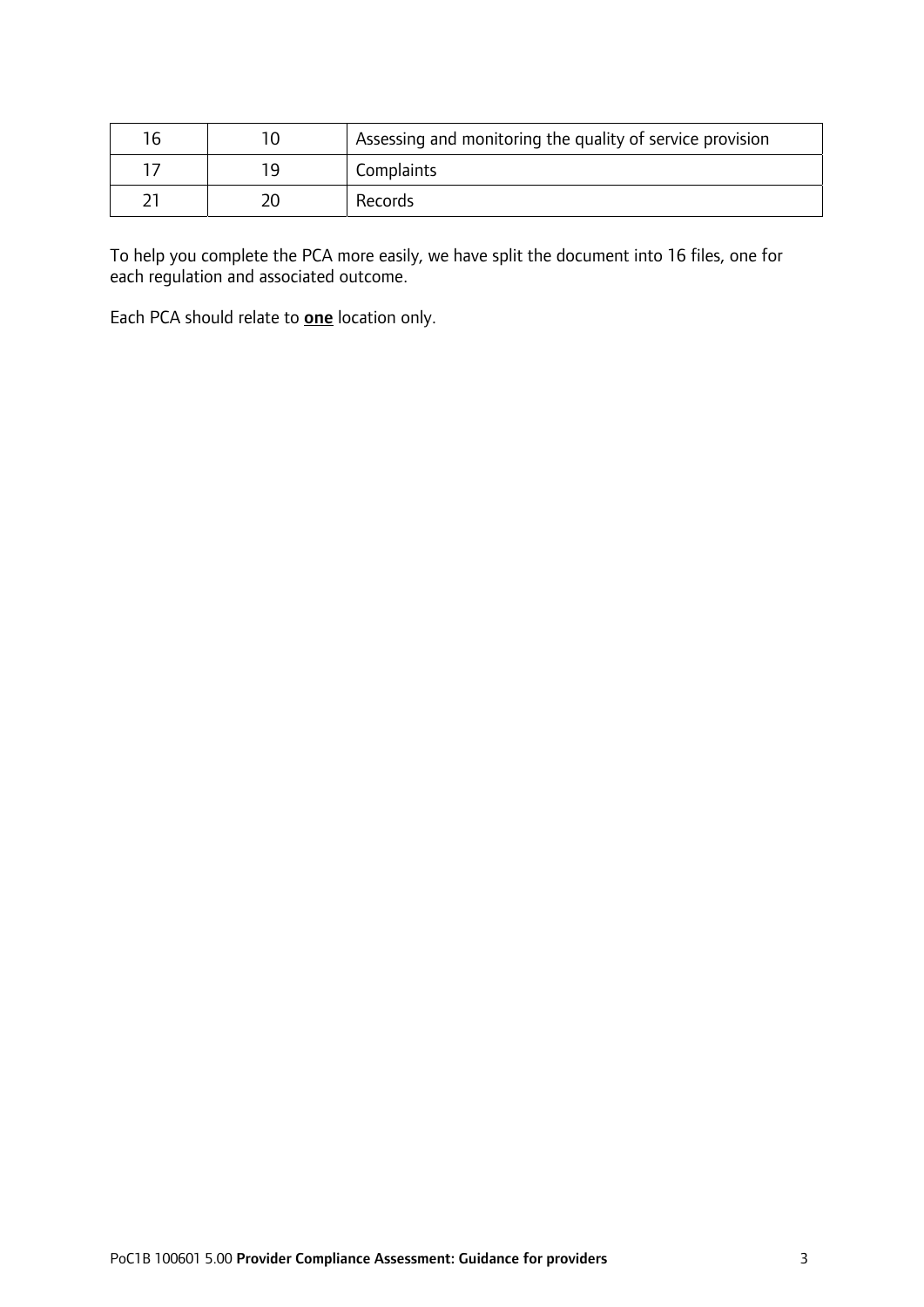| | | |
|---|---|---|
| 16 | 10 | Assessing and monitoring the quality of service provision |
| 17 | 19 | Complaints |
| 21 | 20 | Records |

To help you complete the PCA more easily, we have split the document into 16 files, one for each regulation and associated outcome.

Each PCA should relate to <u>**one**</u> location only.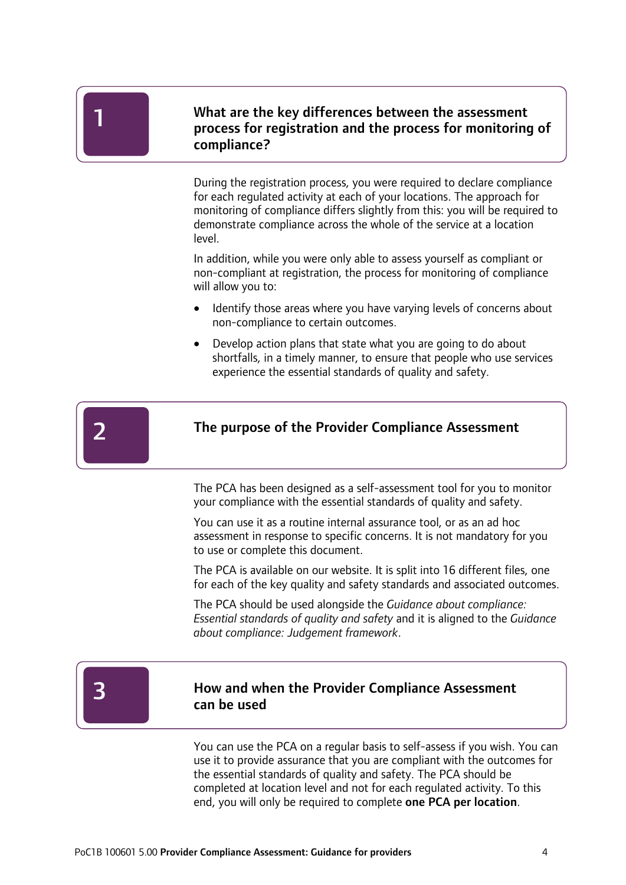## 1 What are the key differences between the assessment process for registration and the process for monitoring of compliance?

During the registration process, you were required to declare compliance for each regulated activity at each of your locations. The approach for monitoring of compliance differs slightly from this: you will be required to demonstrate compliance across the whole of the service at a location level.

In addition, while you were only able to assess yourself as compliant or non-compliant at registration, the process for monitoring of compliance will allow you to:

- Identify those areas where you have varying levels of concerns about non-compliance to certain outcomes.
- Develop action plans that state what you are going to do about shortfalls, in a timely manner, to ensure that people who use services experience the essential standards of quality and safety.

## 2 The purpose of the Provider Compliance Assessment

The PCA has been designed as a self-assessment tool for you to monitor your compliance with the essential standards of quality and safety.

You can use it as a routine internal assurance tool, or as an ad hoc assessment in response to specific concerns. It is not mandatory for you to use or complete this document.

The PCA is available on our website. It is split into 16 different files, one for each of the key quality and safety standards and associated outcomes.

The PCA should be used alongside the *Guidance about compliance: Essential standards of quality and safety* and it is aligned to the *Guidance about compliance: Judgement framework*.

## 3 How and when the Provider Compliance Assessment can be used

You can use the PCA on a regular basis to self-assess if you wish. You can use it to provide assurance that you are compliant with the outcomes for the essential standards of quality and safety. The PCA should be completed at location level and not for each regulated activity. To this end, you will only be required to complete **one PCA per location**.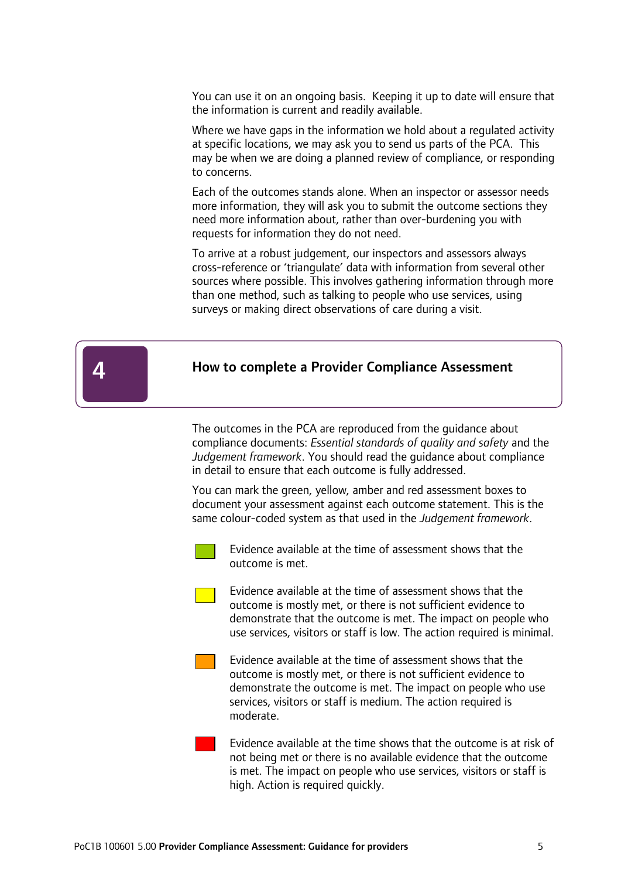You can use it on an ongoing basis. Keeping it up to date will ensure that the information is current and readily available.

Where we have gaps in the information we hold about a regulated activity at specific locations, we may ask you to send us parts of the PCA. This may be when we are doing a planned review of compliance, or responding to concerns.

Each of the outcomes stands alone. When an inspector or assessor needs more information, they will ask you to submit the outcome sections they need more information about, rather than over-burdening you with requests for information they do not need.

To arrive at a robust judgement, our inspectors and assessors always cross-reference or 'triangulate' data with information from several other sources where possible. This involves gathering information through more than one method, such as talking to people who use services, using surveys or making direct observations of care during a visit.

## 4 How to complete a Provider Compliance Assessment

The outcomes in the PCA are reproduced from the guidance about compliance documents: *Essential standards of quality and safety* and the *Judgement framework*. You should read the guidance about compliance in detail to ensure that each outcome is fully addressed.

You can mark the green, yellow, amber and red assessment boxes to document your assessment against each outcome statement. This is the same colour-coded system as that used in the *Judgement framework*.

- Green: Evidence available at the time of assessment shows that the outcome is met.
- Yellow: Evidence available at the time of assessment shows that the outcome is mostly met, or there is not sufficient evidence to demonstrate that the outcome is met. The impact on people who use services, visitors or staff is low. The action required is minimal.
- Amber: Evidence available at the time of assessment shows that the outcome is mostly met, or there is not sufficient evidence to demonstrate the outcome is met. The impact on people who use services, visitors or staff is medium. The action required is moderate.
- Red: Evidence available at the time shows that the outcome is at risk of not being met or there is no available evidence that the outcome is met. The impact on people who use services, visitors or staff is high. Action is required quickly.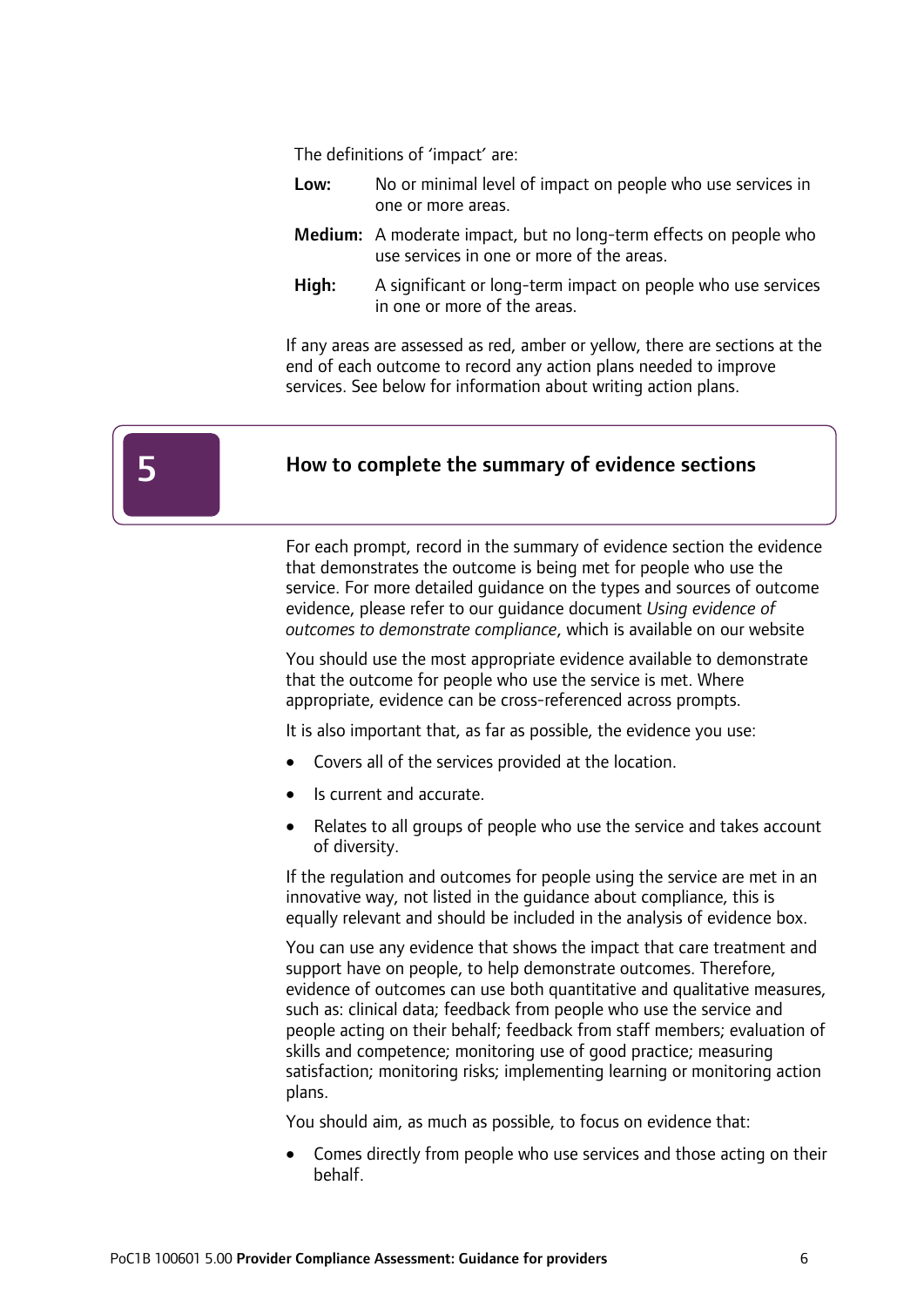The definitions of 'impact' are:

**Low:** No or minimal level of impact on people who use services in one or more areas.

**Medium:** A moderate impact, but no long-term effects on people who use services in one or more of the areas.

**High:** A significant or long-term impact on people who use services in one or more of the areas.

If any areas are assessed as red, amber or yellow, there are sections at the end of each outcome to record any action plans needed to improve services. See below for information about writing action plans.

## 5 How to complete the summary of evidence sections

For each prompt, record in the summary of evidence section the evidence that demonstrates the outcome is being met for people who use the service. For more detailed guidance on the types and sources of outcome evidence, please refer to our guidance document *Using evidence of outcomes to demonstrate compliance*, which is available on our website

You should use the most appropriate evidence available to demonstrate that the outcome for people who use the service is met. Where appropriate, evidence can be cross-referenced across prompts.

It is also important that, as far as possible, the evidence you use:

- Covers all of the services provided at the location.
- Is current and accurate.
- Relates to all groups of people who use the service and takes account of diversity.

If the regulation and outcomes for people using the service are met in an innovative way, not listed in the guidance about compliance, this is equally relevant and should be included in the analysis of evidence box.

You can use any evidence that shows the impact that care treatment and support have on people, to help demonstrate outcomes. Therefore, evidence of outcomes can use both quantitative and qualitative measures, such as: clinical data; feedback from people who use the service and people acting on their behalf; feedback from staff members; evaluation of skills and competence; monitoring use of good practice; measuring satisfaction; monitoring risks; implementing learning or monitoring action plans.

You should aim, as much as possible, to focus on evidence that:

- Comes directly from people who use services and those acting on their behalf.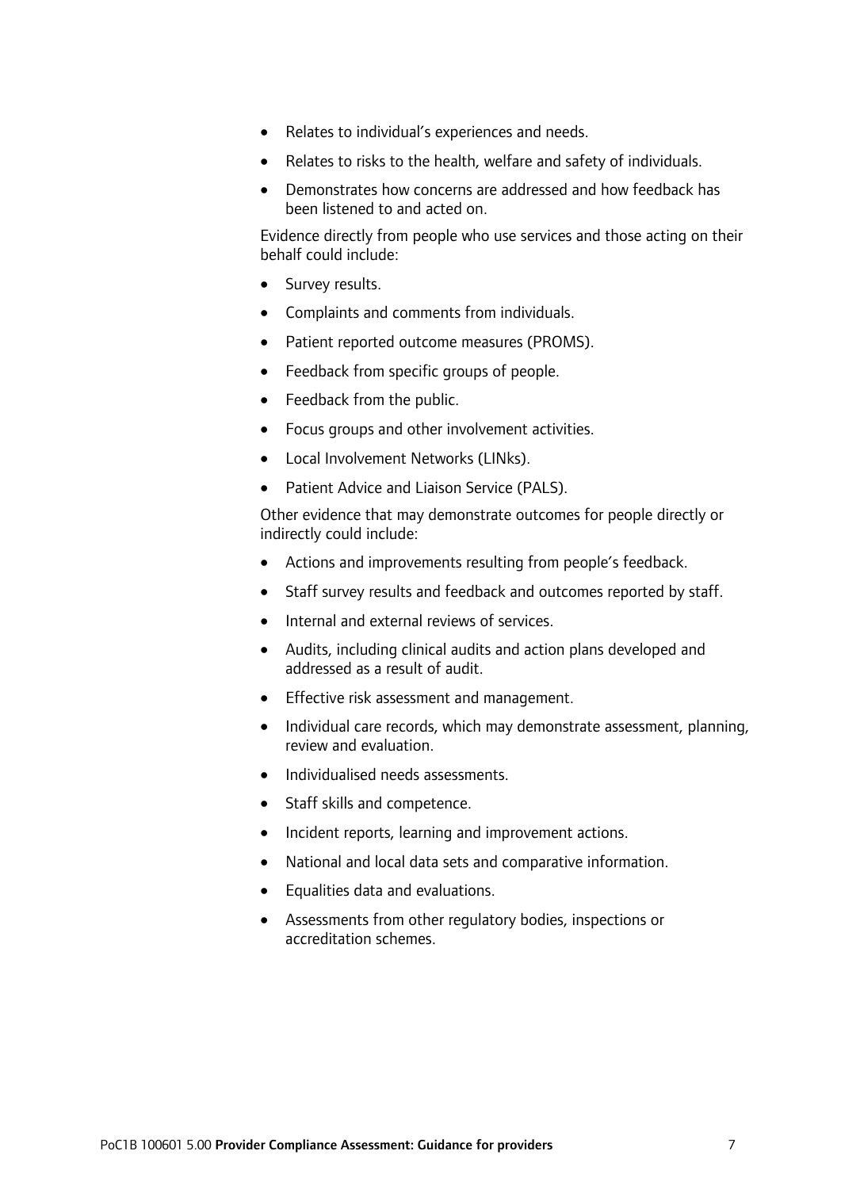- Relates to individual's experiences and needs.
- Relates to risks to the health, welfare and safety of individuals.
- Demonstrates how concerns are addressed and how feedback has been listened to and acted on.

Evidence directly from people who use services and those acting on their behalf could include:

- Survey results.
- Complaints and comments from individuals.
- Patient reported outcome measures (PROMS).
- Feedback from specific groups of people.
- Feedback from the public.
- Focus groups and other involvement activities.
- Local Involvement Networks (LINks).
- Patient Advice and Liaison Service (PALS).

Other evidence that may demonstrate outcomes for people directly or indirectly could include:

- Actions and improvements resulting from people's feedback.
- Staff survey results and feedback and outcomes reported by staff.
- Internal and external reviews of services.
- Audits, including clinical audits and action plans developed and addressed as a result of audit.
- Effective risk assessment and management.
- Individual care records, which may demonstrate assessment, planning, review and evaluation.
- Individualised needs assessments.
- Staff skills and competence.
- Incident reports, learning and improvement actions.
- National and local data sets and comparative information.
- Equalities data and evaluations.
- Assessments from other regulatory bodies, inspections or accreditation schemes.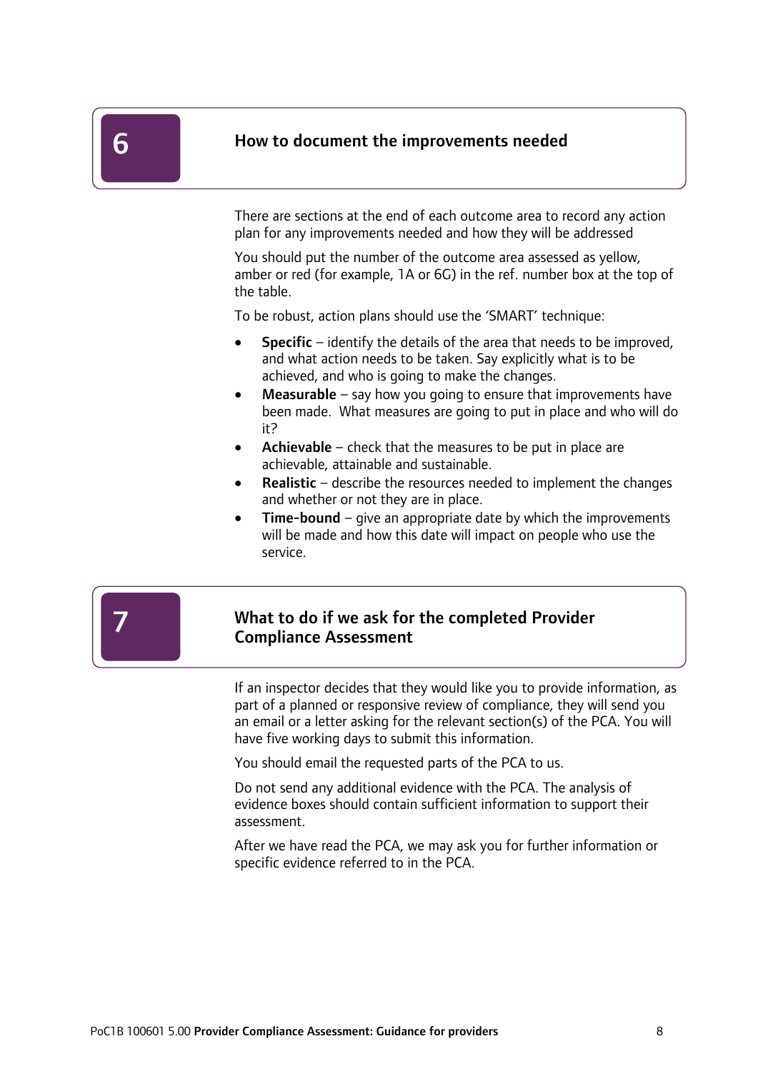## 6 How to document the improvements needed

There are sections at the end of each outcome area to record any action plan for any improvements needed and how they will be addressed

You should put the number of the outcome area assessed as yellow, amber or red (for example, 1A or 6G) in the ref. number box at the top of the table.

To be robust, action plans should use the 'SMART' technique:

- **Specific** – identify the details of the area that needs to be improved, and what action needs to be taken. Say explicitly what is to be achieved, and who is going to make the changes.
- **Measurable** – say how you going to ensure that improvements have been made.  What measures are going to put in place and who will do it?
- **Achievable** – check that the measures to be put in place are achievable, attainable and sustainable.
- **Realistic** – describe the resources needed to implement the changes and whether or not they are in place.
- **Time-bound** – give an appropriate date by which the improvements will be made and how this date will impact on people who use the service.

## 7 What to do if we ask for the completed Provider Compliance Assessment

If an inspector decides that they would like you to provide information, as part of a planned or responsive review of compliance, they will send you an email or a letter asking for the relevant section(s) of the PCA. You will have five working days to submit this information.

You should email the requested parts of the PCA to us.

Do not send any additional evidence with the PCA. The analysis of evidence boxes should contain sufficient information to support their assessment.

After we have read the PCA, we may ask you for further information or specific evidence referred to in the PCA.